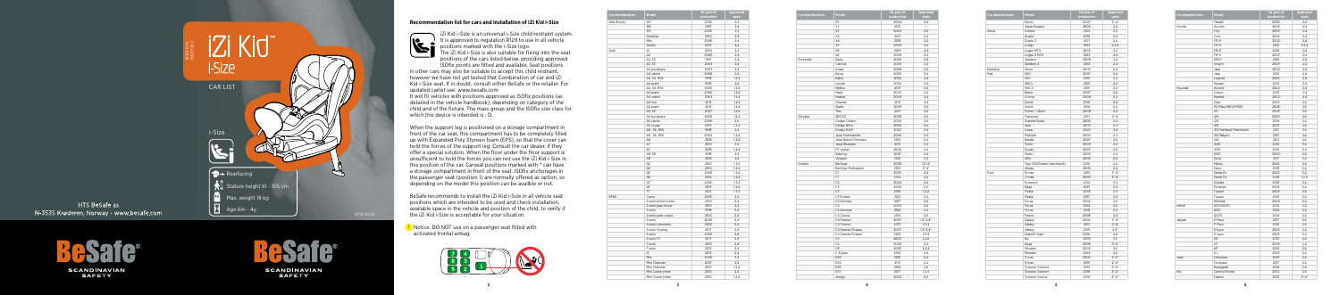# iZi Kid i-Size

## CAR LIST

**i-Size**

- Rearfacing
- Stature height 61 - 105 cm
- Max. weight 18 kg
- Age 6m - 4y

HTS BeSafe as
N-3535 Krøderen, Norway - www.besafe.com

**BeSafe** SCANDINAVIAN SAFETY

## Recommendation list for cars and installation of iZi Kid i-Size

iZi Kid i-Size is an universal i-Size child restraint system. It is approved to regulation R129 to use in all vehicle positions marked with the i-Size logo.

The iZi Kid i-Size is also suitable for fixing into the seat positions of the cars listed below, providing approved ISOfix points are fitted and available. Seat positions in other cars may also be suitable to accept this child restraint, however we have not yet tested that Combination of car and iZi Kid i-Size seat. If in doubt, consult either BeSafe or the retailer. For updated carlist see: www.besafe.com

It will fit vehicles with positions approved as ISOfix positions (as detailed in the vehicle handbook), depending on category of the child and of the fixture. The mass group and the ISOfix size class for which this device is intended is : D.

When the support leg is positioned on a storage compartment in front of the car seat, this compartment has to be completely filled up with Expanded Poly Styreen foam (EPS), so that the cover can hold the forces of the support leg. Consult the car dealer, if they offer a special solution. When the floor under the floor support is unsufficient to hold the forces you can not use the iZi Kid i-Size in this position of the car. Carseat positions marked with * can have a storage compartment in front of the seat. ISOfix anchorages in the passenger seat (position 1) are normally offered as option, so depending on the model this position can be availble or not.

BeSafe recommends to install the iZi Kid i-Size in all vehicle seat positions which are intended to be used and check installation, available space in the vehicle and position of the child, to verify if the iZi Kid i-Size is acceptable for your situation.

Notice: DO NOT use on a passenger seat fitted with activated frontal airbag.

| Car manufacturer | Model | 1st year of production | Approved seats |
|---|---|---|---|
| Alfa Romeo | 147 | 2000 | 2,4 |
| | 156 | 1997 | 2,4 |
| | 159 | 2006 | 2,4 |
| | Giulietta | 2010 | 2,4 |
| | Mito | 2008 | 2,4 |
| | Stelvio | 2017 | 2,4 |
| Audi | A1 | 2010 | 2,4 |
| | A2 | 2000 | 2,4 |
| | A3, S3 | 1997 | 2,4 |
| | A3, S3 | 2003 | 2,4 |
| | A3 sportback | 2003 | 2,4 |
| | A3 cabrio | 2008 | 2,4 |
| | A4, S4, RS4 | 1998 | 2,4 |
| | A4 avant | 1996 | 2,4 |
| | A4, S4, RS4 | 2000 | 1,2,4 |
| | A4 avant | 2000 | 1,2,4 |
| | A4 avant | 2007 | 1,2,4 |
| | A4 limo | 2015 | 1,2,4 |
| | A4 avant | 2015 | 1,2,4 |
| | A5, S5 | 2007 | 1,2,4 |
| | A5 sportback | 2009 | 1,2,4 |
| | A5 cabrio | 2009 | 1,2,4 |
| | A5 coupe | 2009 | 1,2,4 |
| | A6, S6, RS6 | 1998 | 2,4 |
| | A6, S6, RS6 | 2004 | 1,2,4 |
| | A6 | 2018 | 1,2,4 |
| | A7 | 2010 | 2,4 |
| | A7 | 2018 | 1,2,4 |
| | A8, S8 | 1998 | 2,4 |
| | A8 | 2018 | 2,4 |
| | Q2 | 2016 | 1,2,4 |
| | Q3 | 2010 | 1,2,4 |
| | Q3 | 2018 | 1,2,4 |
| | Q5 | 2008 | 1,2,4 |
| | Q5 | 2016 | 1,2,4 |
| | Q7 | 2006 | 1,2,4 |
| | Q7 | 2015 | 1,2,4 |
| | TT | 2015 | 1,2,4 |
| BMW | 1 serie | 2005 | 2,4 |
| | 2 serie active tourer | 2014 | 2,4 |
| | 2 serie gran tourer | 2015 | 2,4 |
| | 2 serie gran coupe | 2019 | 2,4 |
| | 3 serie | 2005 | 2,4 |
| | 3 serie Compact | 2005 | 2,4 |
| | 3 serie Touring | 2017 | 2,4 |
| | 4 serie | 2020 | 2,4 |
| | 4 serie GT | 2017 | 2,4 |
| | 5 serie | 2003 | 2,4 |
| | 7 serie | 2001 | 2,4 |
| | i3 | 2013 | 2,4 |
| | Mini | 2006 | 2,4 |
| | Mini Clubman | 2007 | 2,4 |
| | Mini Clubman | 2015 | 1,2,4 |
| | Mini Countryman | 2010 | 2,4 |
| | Mini Countryman | 2016 | 1,2,4 |
| | X1 | 2004 | 2,4 |
| | X1 | 2015 | 2,4 |
| | X3 | 2004 | 2,4 |
| | X3 | 2017 | 2,4 |
| | X4 | 2018 | 2,4 |
| | X5 | 2004 | 2,4 |
| | X5 | 2018 | 2,4 |
| | X6 | 2008 | 2,4 |
| Chevrolet | Aveo | 2006 | 2,4 |
| | Captiva | 2006 | 2,4 |
| | Cruze | 2009 | 2,4 |
| | Epica | 2006 | 2,4 |
| | Kalos | 2002 | 2,4 |
| | Lacetti | 2004 | 2,4 |
| | Malibu | 2011 | 2,4 |
| | Matiz | 2005 | 2,4 |
| | Nubira | 2009 | 2,4 |
| | Orlando | 2011 | 2,4 |
| | Spark | 2009 | 2,4 |
| | Trax | 2013 | 2,4 |
| Chrysler | 300 CC | 2008 | 2,4 |
| | Dodge Caliber | 2006 | 2,4 |
| | Dodge Nitro | 2006 | 2,4 |
| | Dodge RAM | 2002 | 2,4 |
| | Jeep Commander | 2006 | 2,4 |
| | Jeep Grand Cherokee | 2010 | 2,4 |
| | Jeep Wrangler | 2011 | 2,4 |
| | PT cruiser | 2000 | 2,4 |
| | Sebring | 2007 | 2,4 |
| | Voyager | 2001 | 2,4 |
| Citroën | Berlingo | 2008 | 1,2*,4* |
| | Berlingo Multispace | 2012 | 2*,4* |
| | C1 | 2005 | 2,4 |
| | C1 | 2014 | 2,4 |
| | C2 | 2004 | 2,4 |
| | C3 | 2004 | 2,4 |
| | C3 | 2016 | 1,2,4 |
| | C3 Picasso | 2013 | 2,4 |
| | C3 Aircross | 2017 | 2,4 |
| | C4 | 2004 | 2,4 |
| | C4 Aircross | 2012 | 2,4 |
| | C4 Cactus | 2014 | 2,4 |
| | C4 Picasso | 2007 | 1,2*,3,4* |
| | C4 Picasso | 2013 | 2,4 |
| | C4 Grande Picasso | 2007 | 1,2*,3,4* |
| | C4 Grande Picasso | 2013 | 2,3,4 |
| | C5 | 2008 | 1,2,4 |
| | C6 | 2008 | 2,4 |
| | C8 | 2003 | 2,3,4 |
| | C-Elysée | 2012 | 2,4 |
| | DS3 | 2010 | 2,4 |
| | DS4 | 2011 | 2,4 |
| | DS5 | 2012 | 1,2,4 |
| | DS7 | 2017 | 1,2,4 |
| | Jumpy | 2004 | 2,4 |
| | Nemo | 2007 | 2*,4* |
| | Grand Picasso | 2020 | 2,4 |
| Dacia | Dokker | 2012 | 2,4 |
| | Duster | 2010 | 2,4 |
| | Duster 2 | 2017 | 2,4 |
| | Lodgy | 2012 | 2,3,4 |
| | Logan MCV | 2005 | 2,4 |
| | Logan 2 MCV | 2013 | 2,4 |
| | Sandero | 2008 | 2,4 |
| | Sandero 2 | 2013 | 2,4 |
| Daihatsu | Sirion | 2005 | 2,4 |
| Fiat | 500 | 2007 | 2,4 |
| | 500 | 2016 | 2,4 |
| | 500 L | 2013 | 2,4 |
| | 500 X | 2015 | 2,4 |
| | Bravo | 2007 | 2,4 |
| | Croma | 2008 | 2,4 |
| | Doblò | 2010 | 2,4 |
| | Doblò | 2016 | 2,4 |
| | Fiorino / Qubo | 2008 | 2,4 |
| | Freemont | 2011 | 2*,4* |
| | Grande Punto | 2006 | 2,4 |
| | Idea | 2003 | 2,4 |
| | Linea | 2007 | 2,4 |
| | Multipla | 2004 | 2,4 |
| | Panda | 2007 | 2,4 |
| | Punto | 2008 | 2,4 |
| | Scudo | 2007 | 2,4 |
| | Sedici | 2009 | 2,4 |
| | Stilo | 2004 | 2,4 |
| | Tipo (SW/Sedan/Hatchback) | 2016 | 2,4 |
| | Ulysse | 2003 | 2,4 |
| Ford | B-max | 2012 | 2*,4* |
| | C-max | 2003 | 2*,4* |
| | Ecosport | 2014 | 2,4 |
| | Edge | 2015 | 2,4 |
| | Fiesta | 2008 | 2,4 |
| | Fiesta | 2017 | 2,4 |
| | Focus | 2004 | 2,4 |
| | Focus | 2014 | 2,4 |
| | Focus | 2018 | 2,4 |
| | Fusion | 2008 | 2,4 |
| | Galaxy | 2006 | 2*,4* |
| | Galaxy | 2011 | 2*,4* |
| | Galaxy | 2015 | 2,4* |
| | Grand C-max | 2010 | 2,4 |
| | Ka | 2009 | 2,4 |
| | Kuga | 2008 | 2*,4* |
| | Mondeo | 2000 | 2,4 |
| | Mondeo | 2014 | 2,4 |
| | S-max | 2006 | 2*,4* |
| | S-max | 2015 | 2,4* |
| | Tourneo Connect | 2013 | 2*,4* |
| | Tourneo Connect | 2018 | 2*,4* |
| | Tourneo Courier | 2014 | 2*,4* |
| | Transit | 2006 | 2,4 |
| Honda | Accord | 2003 | 2,4 |
| | City | 2009 | 2,4 |
| | Civic | 2006 | 2,4 |
| | CR-V | 2002 | 2,4 |
| | CR-V | 2012 | 2,3,4 |
| | CR-Z | 2010 | 2,4 |
| | FR-V | 2005 | 2,4 |
| | HR-V | 2015 | 2,4 |
| | Insight | 2009 | 2,4 |
| | Jazz | 2002 | 2,4 |
| | Jazz | 2015 | 2,4 |
| | Legend | 2006 | 2,4 |
| | Stream | 2001 | 2,4 |
| Hyundai | Accent | 2002 | 2,4 |
| | Coupe | 2001 | 2,4 |
| | Elantra | 2002 | 2,4 |
| | Getz | 2002 | 2,4 |
| | H1/iMax/i800/H300 | 2008 | 2,4 |
| | i10 | 2008 | 2,4 |
| | i20 | 2008 | 2,4 |
| | i20 | 2014 | 2,4 |
| | i30 | 2007 | 2,4 |
| | i30 Fastback/Hatchback | 2017 | 2,4 |
| | i30 Wagon | 2017 | 2,4 |
| | i40 | 2011 | 2,4 |
| | iX20 | 2010 | 2,4 |
| | iX35 | 2010 | 2,4 |
| | iX55 | 2009 | 2,4 |
| | Kona | 2017 | 2,4 |
| | Matrix | 2002 | 2,4 |
| | Nexo | 2018 | 2,4 |
| | Santa Fe | 2002 | 2,4 |
| | Santa Fe | 2018 | 1,2,4 |
| | Sonata | 2001 | 2,4 |
| | Terracan | 2002 | 2,4 |
| | Tucson | 2004 | 2,4 |
| | Tucson | 2015 | 2,4 |
| | Veloster | 2004 | 2,4 |
| Infiniti | Q30/QX30 | 2015 | 2,4 |
| | QX70 | 2009 | 2,4 |
| Jaguar | E-Pace | 2017 | 2,4 |
| | F-Pace | 2016 | 2,4 |
| | I-Pace | 2018 | 2,4 |
| | XE | 2015 | 2,4 |
| | XF | 2008 | 2,4 |
| | XF | 2015 | 2,4 |
| | XJ | 2010 | 2,4 |
| Jeep | Cherokee | 2013 | 2,4 |
| | Compass | 2017 | 2,4 |
| | Renegade | 2014 | 2,4 |
| Kia | Carens/Rondo | 2002 | 2,4 |
| | Carens | 2013 | 2*,4* |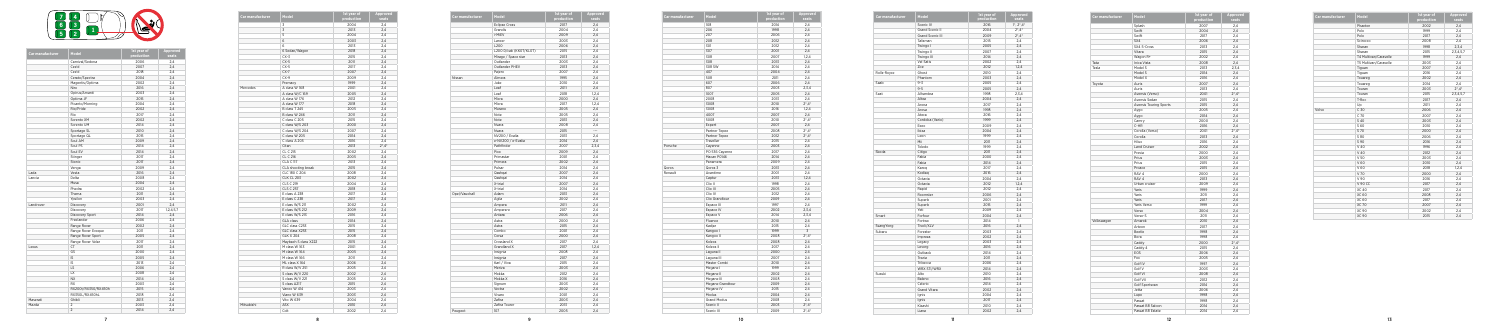| Car manufacturer | Model | 1st year of production | Approved seats |
|---|---|---|---|
| | Carnival/Sedona | 2006 | 2,4 |
| | Ceed | 2007 | 2,4 |
| | Cerato | 2018 | 2,4 |
| | Carens/Rondo | 2013 | 2,4 |
| | Magentis/Optima | 2012 | 2,4 |
| | Niro | 2016 | 2,4 |
| | Optima SW | 2015 | 2,4 |
| | Optima JF | 2015 | 2,4 |
| | Picanto/Morning | 2004 | 2,4 |
| | Pro/Cee'd | 2008 | 2,4 |
| | Rio | 2017 | 2,4 |
| | Sorento XM | 2012 | 2,4 |
| | Sorento UM | 2014 | 2,4 |
| | Sportage SL | 2010 | 2,4 |
| | Sportage QL | 2015 | 2,4 |
| | Soul AM | 2009 | 2,4 |
| | Soul PS | 2014 | 2,4 |
| | Stinger | 2017 | 2,4 |
| | Stonic | 2017 | 2,4 |
| | Venga | 2009 | 2,4 |
| Lada | Vesta | 2015 | 2,4 |
| Lancia | Delta | 2008 | 2,4 |
| | Musa | 2004 | 2,4 |
| | Thema | 2012 | 2,4 |
| | Voyager | 2011 | 2,4 |
| | Ypsilon | 2003 | 2,4 |
| Land Rover | Discovery | 2001 | 2,4 |
| | Discovery 5 | 2017 | 2,3,4,5,7 |
| | Discovery Sport | 2014 | 2,4 |
| | Freelander | 2006 | 2,4 |
| | Range Rover | 2002 | 2,4 |
| | Range Rover Evoque | 2011 | 2,4 |
| | Range Rover Sport | 2005 | 2,4 |
| | Range Rover Velar | 2017 | 2,4 |
| Lexus | CT | 2011 | 2,4 |
| | GS | 2005 | 2,4 |
| | IS | 2005 | 2,4 |
| | IS | 2013 | 2,4 |
| | LS | 2006 | 2,4 |
| | NX | 2008 | 2,4 |
| | NX | 2014 | 2,4 |
| | RX | 2003 | 2,4 |
| | RX400h/RX450h/RX200t | 2015 | 2,4 |
| | RX350L/RX450hL | 2018 | 2,4 |
| Maserati | Ghibli | 2013 | 2,4 |
| Mazda | 2 | 2015 | 2,4 |

| Car manufacturer | Model | 1st year of production | Approved seats |
|---|---|---|---|
| | 3 | 2004 | 2,4 |
| | 3 | 2013 | 2,4 |
| | 5 | 2005 | 2,4 |
| | 6 | 2002 | 2,4 |
| | 6 | 2013 | 2,4 |
| | 6 Sedan/Wagon | 2018 | 2,4 |
| | CX-3 | 2015 | 2,4 |
| | CX-5 | 2012 | 2,4 |
| | CX-7 | 2007 | 2,4 |
| | CX-9 | 2009 | 2,4 |
| | Premacy | 1999 | 2,4 |
| Mercedes | A-Class W169 | 2004 | 2,4 |
| | A-Class W176 | 2012 | 2,4 |
| | A-Class W177 | 2018 | 2,4 |
| | B-Class W245 | 2005 | 2,4 |
| | B-Class W246 | 2011 | 2,4 |
| | B-Class W247 | 2019 | 2,4 |
| | C-Class W203 | 2000 | 2,4 |
| | C-Class W204 | 2007 | 2,4 |
| | C-Class W205 | 2014 | 2,4 |
| | CLA-Class C117 | 2013 | 2,4 |
| | CLA-Class C118 | 2019 | 2,4 |
| | CLS-Class C218 | 2011 | 2,4 |
| | E-Class W211 | 2002 | 2,4 |
| | E-Class W212 | 2009 | 2,4 |
| | E-Class W213 | 2016 | 2,4 |
| | GLA-Class X156 | 2014 | 2,4 |
| | GL-Class X164 | 2006 | 2,4 |
| | GL-Class X166 | 2012 | 2,4 |
| | GLC X253 | 2015 | 2,4 |
| | GLE W166 | 2015 | 2,4 |
| | GLE V167 | 2019 | 2,4 |
| | GLK X204 | 2008 | 2,4 |
| | M-Class W164 | 2005 | 2,4 |
| | M-Class W166 | 2011 | 2,4 |
| | Maybach S-class X222 | 2015 | 2,4 |
| | ML-Class W163 | 1997 | 2,4 |
| | R-Class W251 | 2006 | 2,4 |
| | S-Class W220 | 1998 | 2,4 |
| | S-Class W221 | 2005 | 2,4 |
| | S-Class W222 | 2013 | 2,4 |
| | Vito/V-Class W639 | 2003 | 2,4 |
| | Vito W447 | 2014 | 2,4 |
| Mitsubishi | ASX | 2010 | 2,4 |
| | Colt | 2002 | 2,4 |

| Car manufacturer | Model | 1st year of production | Approved seats |
|---|---|---|---|
| | Eclipse Cross | 2017 | 2,4 |
| | Grandis | 2004 | 2,4 |
| | i-MiEV | 2009 | 2,4 |
| | Lancer | 2003 | 2,4 |
| | L200 | 2006 | 2,4 |
| | L200 (Strada/Triton) | 2015 | 2,4 |
| | Mirage/Space Star | 2013 | 2,4 |
| | Outlander | 2003 | 2,4 |
| | Outlander PHEV | 2013 | 2,4 |
| | Pajero | 2007 | 2,4 |
| Nissan | Almera | 1995 | 2,4 |
| | Juke | 2010 | 2,4 |
| | Leaf | 2011 | 2,4 |
| | Leaf | 2018 | 2,4 |
| | Micra | 2003 | 2,4 |
| | Micra | 2017 | 2,4 |
| | Murano | 2005 | 2,4 |
| | Note | 2005 | 2,4 |
| | Note | 2013 | 2,4 |
| | Navara | 2015 | 2,4 |
| | NV200/Evalia | 2009 | — |
| | NV200 Evalia | 2010 | 2,4 |
| | e-NV200/e-Evalia | 2014 | 2,4 |
| | Qashqai | 2007 | 2,4 |
| | Pixo | 2009 | 2,4 |
| | Primastar | 2002 | 2,4 |
| | Primera | 2002 | 2,4 |
| | Pulsar | 2014 | 2,4 |
| | Qashqai | 2007 | 2,4 |
| | Qashqai | 2014 | 2,4 |
| Opel/Vauxhall | Adam | 2013 | 2,4 |
| | Ampera | 2012 | 2,4 |
| | Antara | 2006 | 2,4 |
| | Astra | 2004 | 2,4 |
| | Astra | 2009 | 2,4 |
| | Astra | 2015 | 2,4 |
| | Corsa | 2006 | 2,4 |
| | Corsa | 2014 | 2,4 |
| | Crossland X | 2017 | 2,4 |
| | Grandland X | 2017 | 2,4 |
| | Insignia | 2008 | 2,4 |
| | Insignia | 2017 | 2,4 |
| | Karl/Viva | 2015 | 2,4 |
| | Meriva | 2010 | 2,4 |
| | Mokka | 2012 | 2,4 |
| | Zafira Tourer | 2011 | 2,4 |
| Peugeot | 107 | 2005 | 2,4 |

| Car manufacturer | Model | 1st year of production | Approved seats |
|---|---|---|---|
| | 108 | 2014 | 2,4 |
| | 206 | 1998 | 2,4 |
| | 207 | 2006 | 2,4 |
| | 208 | 2012 | 2,4 |
| | 301 | 2012 | 2,4 |
| | 307 | 2001 | 2,4 |
| | 308 | 2007 | 2,4 |
| | 308 SW | 2014 | 2,4 |
| | 407 | 2004 | 2,4 |
| | 508 | 2011 | 2,4 |
| | 607 | 2000 | 2,4 |
| | 1007 | 2005 | 2,3,4 |
| | 2008 | 2013 | 2,4 |
| | 3008 | 2009 | 2,4 |
| | 3008 | 2016 | 2,4 |
| | 4007 | 2007 | 2,4 |
| | 4008 | 2012 | 2,4 |
| | 5008 | 2009 | 2,4 |
| | 5008 | 2017 | 2,4 |
| | Bipper | 2008 | 2,4 |
| | Expert | 2016 | 2,4 |
| | Partner Tepee | 2008 | 2,4 |
| | Partner Tepee | 2008 | 2,4 |
| | Rifter | 2018 | 2,4 |
| | Traveller | 2016 | 2,4 |
| Porsche | Cayenne | 2017 | 2,4 |
| | Macan | 2014 | 2,4 |
| Renault | Captur | 2013 | 2,4 |
| | Clio | 1998 | 2,4 |
| | Clio III | 2005 | 2,4 |
| | Clio IV | 2012 | 2,4 |
| | Clio Grandtour | 2008 | 2,4 |
| | Espace IV | 2002 | 2,4 |
| | Espace V | 2015 | 2,3,4 |
| | Fluence | 2010 | 2,4 |
| | Kadjar | 2015 | 2,4 |
| | Kangoo | 2008 | 2,4 |
| | Kangoo II | 2008 | 2,4 |
| | Koleos | 2008 | 2,4 |
| | Koleos II | 2017 | 2,4 |
| | Laguna II | 2001 | 2,4 |
| | Laguna III | 2007 | 2,4 |
| | Latitude | 2010 | 2,4 |
| | Megane II | 2002 | 2,4 |
| | Megane III | 2008 | 2,4 |
| | Megane Grandtour | 2009 | 2,4 |
| | Megane IV | 2016 | 2,4 |
| | Modus | 2004 | 2,4 |
| | Scenic II | 2003 | 2,4 |
| | Scenic III | 2009 | 2,4 |

| Car manufacturer | Model | 1st year of production | Approved seats |
|---|---|---|---|
| | Scenic IV | 2016 | 2,3,4 |
| | Grand Scenic IV | 2016 | 2,3,4 |
| | Talisman | 2015 | 2,4 |
| | Twingo | 2014 | 2,4 |
| | Zoe | 2012 | 2,4 |
| Seat | Alhambra | 2010 | 2,3,4 |
| | Altea | 2004 | 2,4 |
| | Arona | 2017 | 2,4 |
| | Ateca | 2016 | 2,4 |
| | Exeo | 2008 | 2,4 |
| | Ibiza | 2008 | 2,4 |
| | Ibiza | 2017 | 2,4 |
| | Leon | 2005 | 2,4 |
| | Leon | 2012 | 2,4 |
| | Mii | 2011 | 2,4 |
| | Tarraco | 2018 | 2,4 |
| Skoda | Citigo | 2012 | 2,4 |
| | Fabia | 2007 | 2,4 |
| | Fabia | 2014 | 2,4 |
| | Kamiq | 2019 | 2,4 |
| | Karoq | 2017 | 2,4 |
| | Kodiaq | 2016 | 2,4 |
| | Octavia | 2004 | 2,4 |
| | Octavia | 2013 | 2,4 |
| | Rapid | 2012 | 2,4 |
| | Roomster | 2006 | 2,4 |
| | Scala | 2019 | 2,4 |
| | Superb | 2008 | 2,4 |
| | Superb | 2015 | 2,4 |
| | Yeti | 2009 | 2,4 |
| Smart | Forfour | 2004 | 2,4 |
| | Forfour | 2014 | 2,4 |
| SsangYong | Tivoli/XLV | 2016 | 2,4 |
| Subaru | Forester | 2013 | 2,4 |
| | Impreza | 2012 | 2,4 |
| | Legacy | 2009 | 2,4 |
| | Levorg | 2015 | 2,4 |
| | Outback | 2014 | 2,4 |
| | Trezia | 2011 | 2,4 |
| | WRX STI/WRX | 2014 | 2,4 |
| | XV | 2012 | 2,4 |
| Suzuki | SX4 | 2006 | 2,4 |
| | Baleno | 2016 | 2,4 |
| | Celerio | 2014 | 2,4 |
| | Grand Vitara | 2005 | 2,4 |
| | Ignis | 2016 | 2,4 |
| | Jimny | 2018 | 2,4 |
| | Kizashi | 2010 | 2,4 |
| | Liana | 2002 | 2,4 |

| Car manufacturer | Model | 1st year of production | Approved seats |
|---|---|---|---|
| | Splash | 2008 | 2,4 |
| | Swift | 2005 | 2,4 |
| | Swift | 2010 | 2,4 |
| | Swift | 2017 | 2,4 |
| | SX4 S-Cross | 2013 | 2,4 |
| | Vitara | 2015 | 2,4 |
| | Wagon R+ | 2000 | 2,4 |
| Tata | Indica | 2008 | 2,4 |
| Tesla | Model S | 2012 | 2,3,4 |
| | Model X | 2016 | 2,4 |
| | Model 3 | 2017 | 2,4 |
| Toyota | Auris | 2006 | 2,4 |
| | Auris | 2012 | 2,4 |
| | Avensis (Verso) | 2001 | 2,4,5,7 |
| | Avensis Sedan | 2003 | 2,4 |
| | Avensis Touring Sports | 2009 | 2,4 |
| | Aygo | 2005 | 2,4 |
| | Aygo | 2014 | 2,4 |
| | Camry | 2006 | 2,4 |
| | C-HR | 2016 | 2,4 |
| | Corolla (Sedan) | 2001 | 2,4 |
| | Corolla | 2006 | 2,4 |
| | Corolla Verso | 2004 | 2,4 |
| | Hilux | 2016 | 2,4 |
| | iQ | 2009 | 2,4 |
| | Land Cruiser | 2003 | 2,4 |
| | Prius | 2009 | 2,4 |
| | Prius+ | 2012 | 2,4 |
| | Proace | 2016 | 2,4 |
| | RAV4 | 2006 | 2,4 |
| | RAV4 | 2013 | 2,4 |
| | RAV4 | 2019 | 2,4 |
| | Urban cruiser | 2009 | 2,4 |
| | Verso | 2009 | 2,4 |
| | Verso-S | 2011 | 2,4 |
| | Yaris | 2005 | 2,4 |
| | Yaris | 2011 | 2,4 |
| Volkswagen | Amarok | 2010 | 2,4 |
| | Arteon | 2017 | 2,4 |
| | Beetle | 2011 | 2,4 |
| | Bora | 1998 | 2,4 |
| | Caddy | 2004 | 2,4 |
| | Caddy | 2015 | 2,4 |
| | EOS | 2006 | 2,4 |
| | Fox | 2005 | 2,4 |
| | Golf IV | 1997 | 2,4 |
| | Golf V | 2003 | 2,4 |
| | Golf VI | 2008 | 2,4 |
| | Golf VII | 2012 | 2,4 |
| | Golf Sportsvan | 2014 | 2,4 |
| | Jetta | 2005 | 2,4 |
| | Lupo | 1998 | 2,4 |
| | Passat | 2005 | 2,4 |
| | Passat B8 Saloon | 2014 | 2,4 |
| | Passat B8 Estate | 2014 | 2,4 |

| Car manufacturer | Model | 1st year of production | Approved seats |
|---|---|---|---|
| | Phaeton | 2002 | 2,4 |
| | Polo | 1999 | 2,4 |
| | Polo | 2009 | 2,4 |
| | Polo | 2017 | 2,4 |
| | Sharan | 1995 | 2,4 |
| | Sharan | 2010 | 2,3,4 |
| | T4 Multivan/Caravelle | 1990 | 2,4 |
| | T5 Multivan/Caravelle | 2003 | 2,4 |
| | Tiguan | 2007 | 2,4 |
| | Tiguan | 2016 | 2,4 |
| | Touareg | 2002 | 2,4 |
| | Touareg | 2010 | 2,4 |
| | Touareg | 2018 | 2,4 |
| | Touran | 2003 | 2,4 |
| | Touran | 2015 | 2,3,4,5,7 |
| | T-Roc | 2017 | 2,4 |
| | Up! | 2011 | 2,4 |
| Volvo | C30 | 2006 | 2,4 |
| | C70 | 2006 | 2,4 |
| | S40 | 2004 | 2,4 |
| | S60 | 2000 | 2,4 |
| | S60 | 2010 | 2,4 |
| | S60 | 2018 | 2,4 |
| | S80 | 2006 | 2,4 |
| | S90 | 2016 | 2,4 |
| | V40 | 2012 | 2,4 |
| | V50 | 2004 | 2,4 |
| | V60 | 2010 | 2,4 |
| | V60 | 2018 | 2,4 |
| | V70 | 2007 | 2,4 |
| | V90 | 2016 | 2,4 |
| | XC40 | 2017 | 2,4 |
| | XC60 | 2008 | 2,4 |
| | XC60 | 2017 | 2,4 |
| | XC70 | 2007 | 2,4 |
| | XC90 | 2002 | 2,4 |
| | XC90 | 2014 | 2,4 |